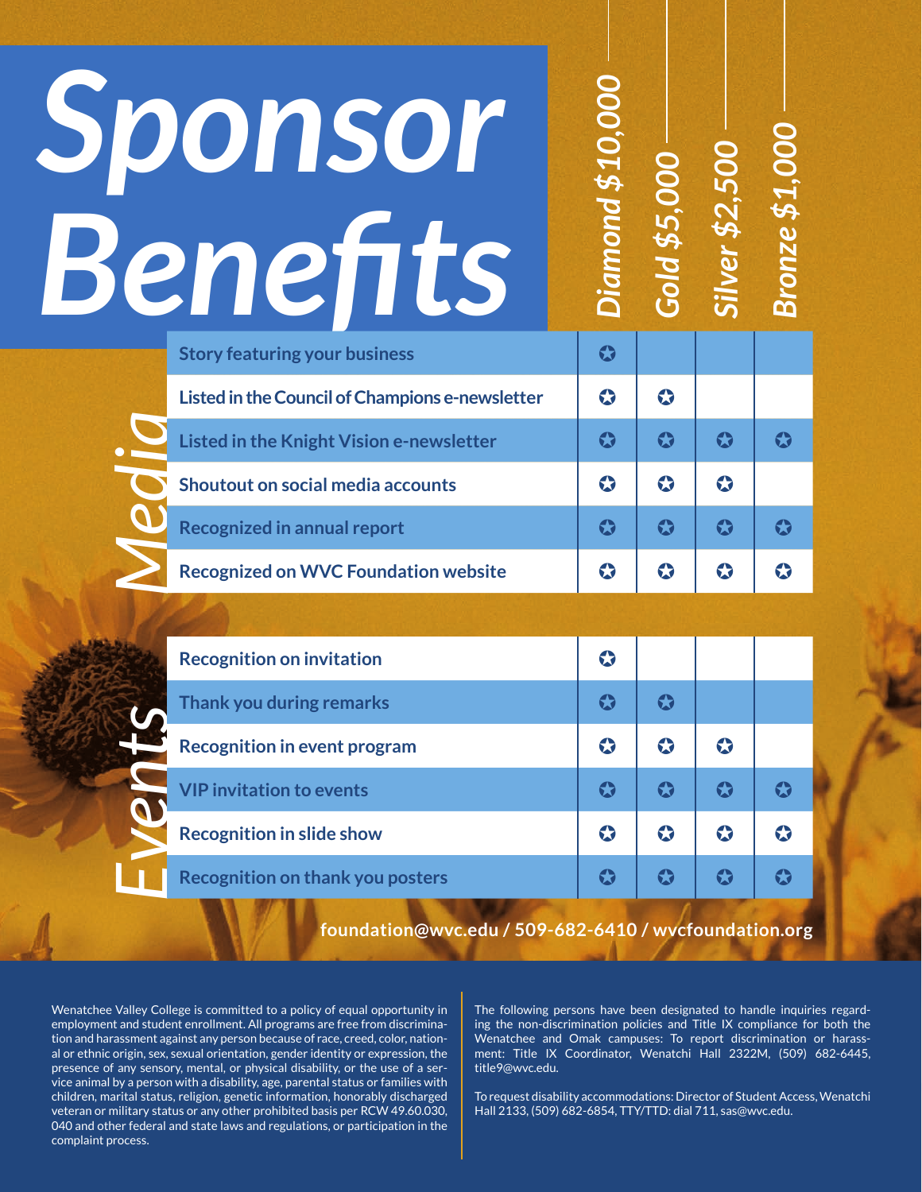# Sponsor Benefits

## Media

| Benefit | Diamond $10,000 | Gold $5,000 | Silver $2,500 | Bronze $1,000 |
|---|---|---|---|---|
| Story featuring your business | ✪ | | | |
| Listed in the Council of Champions e-newsletter | ✪ | ✪ | | |
| Listed in the Knight Vision e-newsletter | ✪ | ✪ | ✪ | ✪ |
| Shoutout on social media accounts | ✪ | ✪ | ✪ | |
| Recognized in annual report | ✪ | ✪ | ✪ | ✪ |
| Recognized on WVC Foundation website | ✪ | ✪ | ✪ | ✪ |

## Events

| Benefit | Diamond $10,000 | Gold $5,000 | Silver $2,500 | Bronze $1,000 |
|---|---|---|---|---|
| Recognition on invitation | ✪ | | | |
| Thank you during remarks | ✪ | ✪ | | |
| Recognition in event program | ✪ | ✪ | ✪ | |
| VIP invitation to events | ✪ | ✪ | ✪ | ✪ |
| Recognition in slide show | ✪ | ✪ | ✪ | ✪ |
| Recognition on thank you posters | ✪ | ✪ | ✪ | ✪ |

**foundation@wvc.edu / 509-682-6410 / wvcfoundation.org**

Wenatchee Valley College is committed to a policy of equal opportunity in employment and student enrollment. All programs are free from discrimination and harassment against any person because of race, creed, color, national or ethnic origin, sex, sexual orientation, gender identity or expression, the presence of any sensory, mental, or physical disability, or the use of a service animal by a person with a disability, age, parental status or families with children, marital status, religion, genetic information, honorably discharged veteran or military status or any other prohibited basis per RCW 49.60.030, 040 and other federal and state laws and regulations, or participation in the complaint process.

The following persons have been designated to handle inquiries regarding the non-discrimination policies and Title IX compliance for both the Wenatchee and Omak campuses: To report discrimination or harassment: Title IX Coordinator, Wenatchi Hall 2322M, (509) 682-6445, title9@wvc.edu.

To request disability accommodations: Director of Student Access, Wenatchi Hall 2133, (509) 682-6854, TTY/TTD: dial 711, sas@wvc.edu.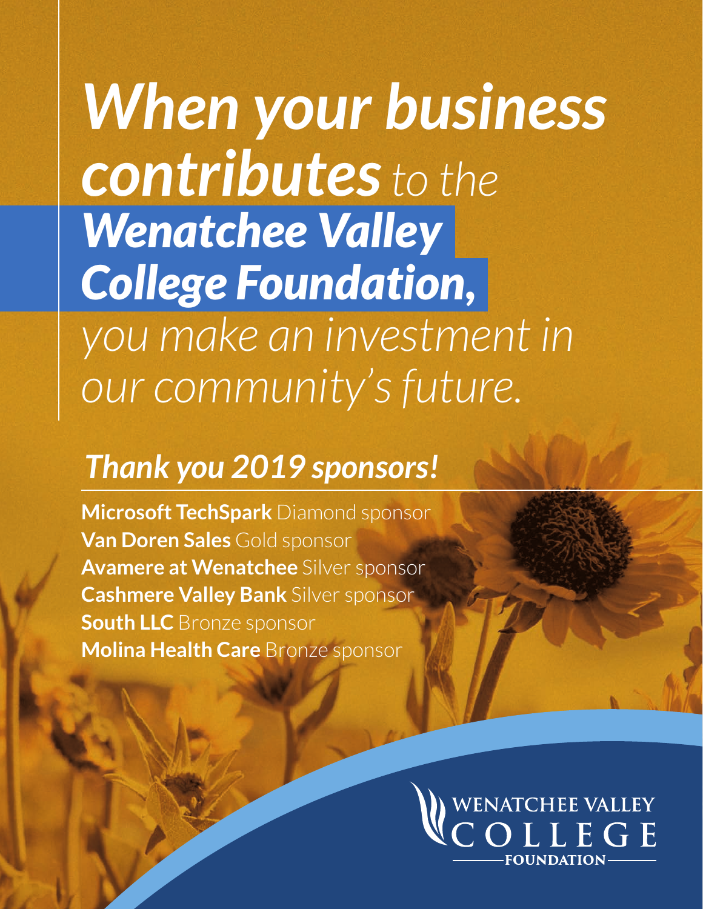# *When your business contributes* *to the* *Wenatchee Valley College Foundation,* *you make an investment in our community's future.*

## *Thank you 2019 sponsors!*

**Microsoft TechSpark** Diamond sponsor
**Van Doren Sales** Gold sponsor
**Avamere at Wenatchee** Silver sponsor
**Cashmere Valley Bank** Silver sponsor
**South LLC** Bronze sponsor
**Molina Health Care** Bronze sponsor

WENATCHEE VALLEY COLLEGE FOUNDATION